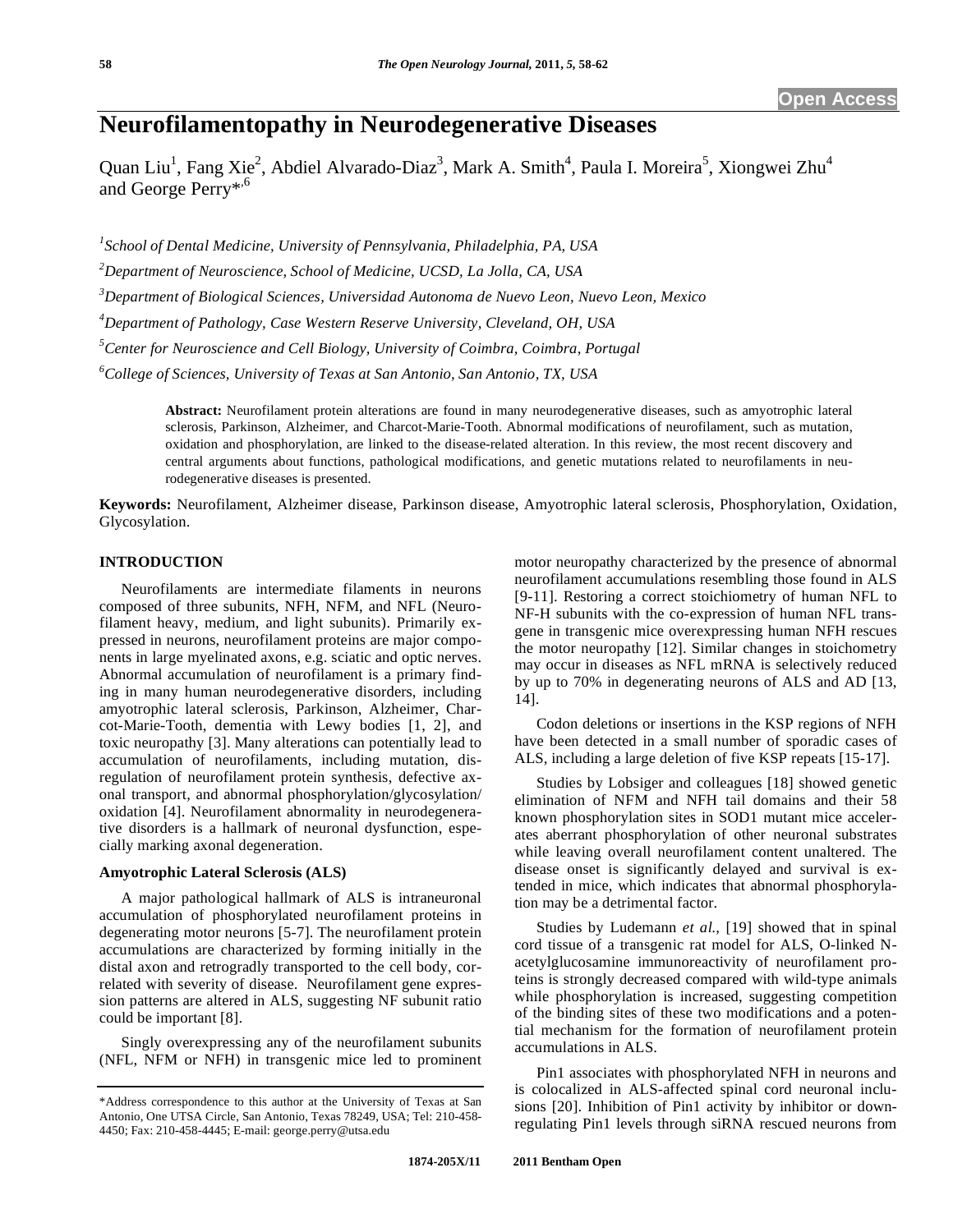Open Access

# Neurofilamentopathy in Neurodegenerative Diseases

Quan Liu[1], Fang Xie[2], Abdiel Alvarado-Diaz[3], Mark A. Smith[4], Paula I. Moreira[5], Xiongwei Zhu[4] and George Perry*,[6]

[1]*School of Dental Medicine, University of Pennsylvania, Philadelphia, PA, USA*

[2]*Department of Neuroscience, School of Medicine, UCSD, La Jolla, CA, USA*

[3]*Department of Biological Sciences, Universidad Autonoma de Nuevo Leon, Nuevo Leon, Mexico*

[4]*Department of Pathology, Case Western Reserve University, Cleveland, OH, USA*

[5]*Center for Neuroscience and Cell Biology, University of Coimbra, Coimbra, Portugal*

[6]*College of Sciences, University of Texas at San Antonio, San Antonio, TX, USA*

**Abstract:** Neurofilament protein alterations are found in many neurodegenerative diseases, such as amyotrophic lateral sclerosis, Parkinson, Alzheimer, and Charcot-Marie-Tooth. Abnormal modifications of neurofilament, such as mutation, oxidation and phosphorylation, are linked to the disease-related alteration. In this review, the most recent discovery and central arguments about functions, pathological modifications, and genetic mutations related to neurofilaments in neurodegenerative diseases is presented.

**Keywords:** Neurofilament, Alzheimer disease, Parkinson disease, Amyotrophic lateral sclerosis, Phosphorylation, Oxidation, Glycosylation.

## INTRODUCTION

Neurofilaments are intermediate filaments in neurons composed of three subunits, NFH, NFM, and NFL (Neurofilament heavy, medium, and light subunits). Primarily expressed in neurons, neurofilament proteins are major components in large myelinated axons, e.g. sciatic and optic nerves. Abnormal accumulation of neurofilament is a primary finding in many human neurodegenerative disorders, including amyotrophic lateral sclerosis, Parkinson, Alzheimer, Charcot-Marie-Tooth, dementia with Lewy bodies [1, 2], and toxic neuropathy [3]. Many alterations can potentially lead to accumulation of neurofilaments, including mutation, disregulation of neurofilament protein synthesis, defective axonal transport, and abnormal phosphorylation/glycosylation/oxidation [4]. Neurofilament abnormality in neurodegenerative disorders is a hallmark of neuronal dysfunction, especially marking axonal degeneration.

### Amyotrophic Lateral Sclerosis (ALS)

A major pathological hallmark of ALS is intraneuronal accumulation of phosphorylated neurofilament proteins in degenerating motor neurons [5-7]. The neurofilament protein accumulations are characterized by forming initially in the distal axon and retrogradly transported to the cell body, correlated with severity of disease. Neurofilament gene expression patterns are altered in ALS, suggesting NF subunit ratio could be important [8].

Singly overexpressing any of the neurofilament subunits (NFL, NFM or NFH) in transgenic mice led to prominent motor neuropathy characterized by the presence of abnormal neurofilament accumulations resembling those found in ALS [9-11]. Restoring a correct stoichiometry of human NFL to NF-H subunits with the co-expression of human NFL transgene in transgenic mice overexpressing human NFH rescues the motor neuropathy [12]. Similar changes in stoichiometry may occur in diseases as NFL mRNA is selectively reduced by up to 70% in degenerating neurons of ALS and AD [13, 14].

Codon deletions or insertions in the KSP regions of NFH have been detected in a small number of sporadic cases of ALS, including a large deletion of five KSP repeats [15-17].

Studies by Lobsiger and colleagues [18] showed genetic elimination of NFM and NFH tail domains and their 58 known phosphorylation sites in SOD1 mutant mice accelerates aberrant phosphorylation of other neuronal substrates while leaving overall neurofilament content unaltered. The disease onset is significantly delayed and survival is extended in mice, which indicates that abnormal phosphorylation may be a detrimental factor.

Studies by Ludemann *et al.*, [19] showed that in spinal cord tissue of a transgenic rat model for ALS, O-linked N-acetylglucosamine immunoreactivity of neurofilament proteins is strongly decreased compared with wild-type animals while phosphorylation is increased, suggesting competition of the binding sites of these two modifications and a potential mechanism for the formation of neurofilament protein accumulations in ALS.

Pin1 associates with phosphorylated NFH in neurons and is colocalized in ALS-affected spinal cord neuronal inclusions [20]. Inhibition of Pin1 activity by inhibitor or down-regulating Pin1 levels through siRNA rescued neurons from

\*Address correspondence to this author at the University of Texas at San Antonio, One UTSA Circle, San Antonio, Texas 78249, USA; Tel: 210-458-4450; Fax: 210-458-4445; E-mail: george.perry@utsa.edu

1874-205X/11 2011 Bentham Open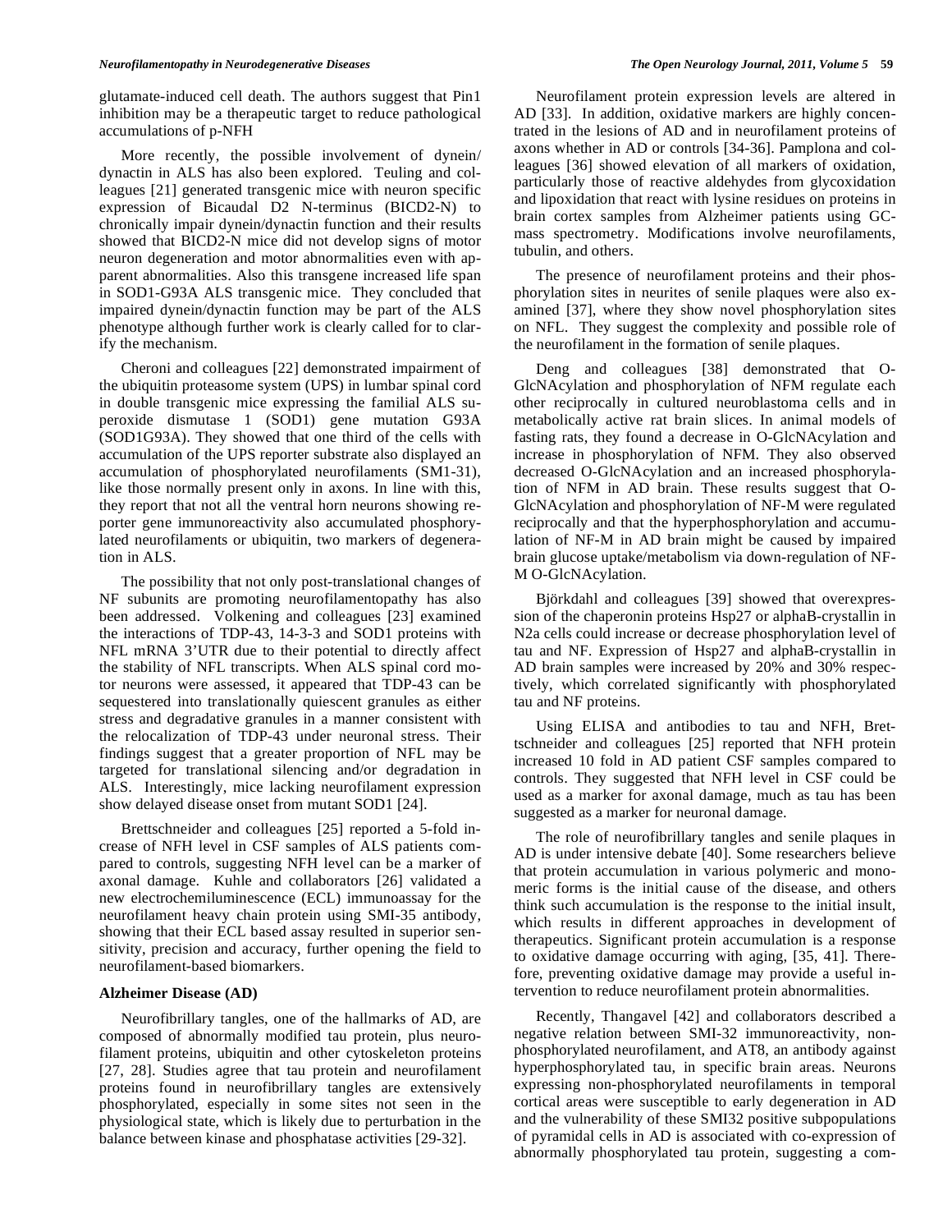glutamate-induced cell death. The authors suggest that Pin1 inhibition may be a therapeutic target to reduce pathological accumulations of p-NFH

More recently, the possible involvement of dynein/dynactin in ALS has also been explored. Teuling and colleagues [21] generated transgenic mice with neuron specific expression of Bicaudal D2 N-terminus (BICD2-N) to chronically impair dynein/dynactin function and their results showed that BICD2-N mice did not develop signs of motor neuron degeneration and motor abnormalities even with apparent abnormalities. Also this transgene increased life span in SOD1-G93A ALS transgenic mice. They concluded that impaired dynein/dynactin function may be part of the ALS phenotype although further work is clearly called for to clarify the mechanism.

Cheroni and colleagues [22] demonstrated impairment of the ubiquitin proteasome system (UPS) in lumbar spinal cord in double transgenic mice expressing the familial ALS superoxide dismutase 1 (SOD1) gene mutation G93A (SOD1G93A). They showed that one third of the cells with accumulation of the UPS reporter substrate also displayed an accumulation of phosphorylated neurofilaments (SM1-31), like those normally present only in axons. In line with this, they report that not all the ventral horn neurons showing reporter gene immunoreactivity also accumulated phosphorylated neurofilaments or ubiquitin, two markers of degeneration in ALS.

The possibility that not only post-translational changes of NF subunits are promoting neurofilamentopathy has also been addressed. Volkening and colleagues [23] examined the interactions of TDP-43, 14-3-3 and SOD1 proteins with NFL mRNA 3'UTR due to their potential to directly affect the stability of NFL transcripts. When ALS spinal cord motor neurons were assessed, it appeared that TDP-43 can be sequestered into translationally quiescent granules as either stress and degradative granules in a manner consistent with the relocalization of TDP-43 under neuronal stress. Their findings suggest that a greater proportion of NFL may be targeted for translational silencing and/or degradation in ALS. Interestingly, mice lacking neurofilament expression show delayed disease onset from mutant SOD1 [24].

Brettschneider and colleagues [25] reported a 5-fold increase of NFH level in CSF samples of ALS patients compared to controls, suggesting NFH level can be a marker of axonal damage. Kuhle and collaborators [26] validated a new electrochemiluminescence (ECL) immunoassay for the neurofilament heavy chain protein using SMI-35 antibody, showing that their ECL based assay resulted in superior sensitivity, precision and accuracy, further opening the field to neurofilament-based biomarkers.

## Alzheimer Disease (AD)

Neurofibrillary tangles, one of the hallmarks of AD, are composed of abnormally modified tau protein, plus neurofilament proteins, ubiquitin and other cytoskeleton proteins [27, 28]. Studies agree that tau protein and neurofilament proteins found in neurofibrillary tangles are extensively phosphorylated, especially in some sites not seen in the physiological state, which is likely due to perturbation in the balance between kinase and phosphatase activities [29-32].

Neurofilament protein expression levels are altered in AD [33]. In addition, oxidative markers are highly concentrated in the lesions of AD and in neurofilament proteins of axons whether in AD or controls [34-36]. Pamplona and colleagues [36] showed elevation of all markers of oxidation, particularly those of reactive aldehydes from glycoxidation and lipoxidation that react with lysine residues on proteins in brain cortex samples from Alzheimer patients using GC-mass spectrometry. Modifications involve neurofilaments, tubulin, and others.

The presence of neurofilament proteins and their phosphorylation sites in neurites of senile plaques were also examined [37], where they show novel phosphorylation sites on NFL. They suggest the complexity and possible role of the neurofilament in the formation of senile plaques.

Deng and colleagues [38] demonstrated that O-GlcNAcylation and phosphorylation of NFM regulate each other reciprocally in cultured neuroblastoma cells and in metabolically active rat brain slices. In animal models of fasting rats, they found a decrease in O-GlcNAcylation and increase in phosphorylation of NFM. They also observed decreased O-GlcNAcylation and an increased phosphorylation of NFM in AD brain. These results suggest that O-GlcNAcylation and phosphorylation of NF-M were regulated reciprocally and that the hyperphosphorylation and accumulation of NF-M in AD brain might be caused by impaired brain glucose uptake/metabolism via down-regulation of NF-M O-GlcNAcylation.

Björkdahl and colleagues [39] showed that overexpression of the chaperonin proteins Hsp27 or alphaB-crystallin in N2a cells could increase or decrease phosphorylation level of tau and NF. Expression of Hsp27 and alphaB-crystallin in AD brain samples were increased by 20% and 30% respectively, which correlated significantly with phosphorylated tau and NF proteins.

Using ELISA and antibodies to tau and NFH, Brettschneider and colleagues [25] reported that NFH protein increased 10 fold in AD patient CSF samples compared to controls. They suggested that NFH level in CSF could be used as a marker for axonal damage, much as tau has been suggested as a marker for neuronal damage.

The role of neurofibrillary tangles and senile plaques in AD is under intensive debate [40]. Some researchers believe that protein accumulation in various polymeric and monomeric forms is the initial cause of the disease, and others think such accumulation is the response to the initial insult, which results in different approaches in development of therapeutics. Significant protein accumulation is a response to oxidative damage occurring with aging, [35, 41]. Therefore, preventing oxidative damage may provide a useful intervention to reduce neurofilament protein abnormalities.

Recently, Thangavel [42] and collaborators described a negative relation between SMI-32 immunoreactivity, non-phosphorylated neurofilament, and AT8, an antibody against hyperphosphorylated tau, in specific brain areas. Neurons expressing non-phosphorylated neurofilaments in temporal cortical areas were susceptible to early degeneration in AD and the vulnerability of these SMI32 positive subpopulations of pyramidal cells in AD is associated with co-expression of abnormally phosphorylated tau protein, suggesting a com-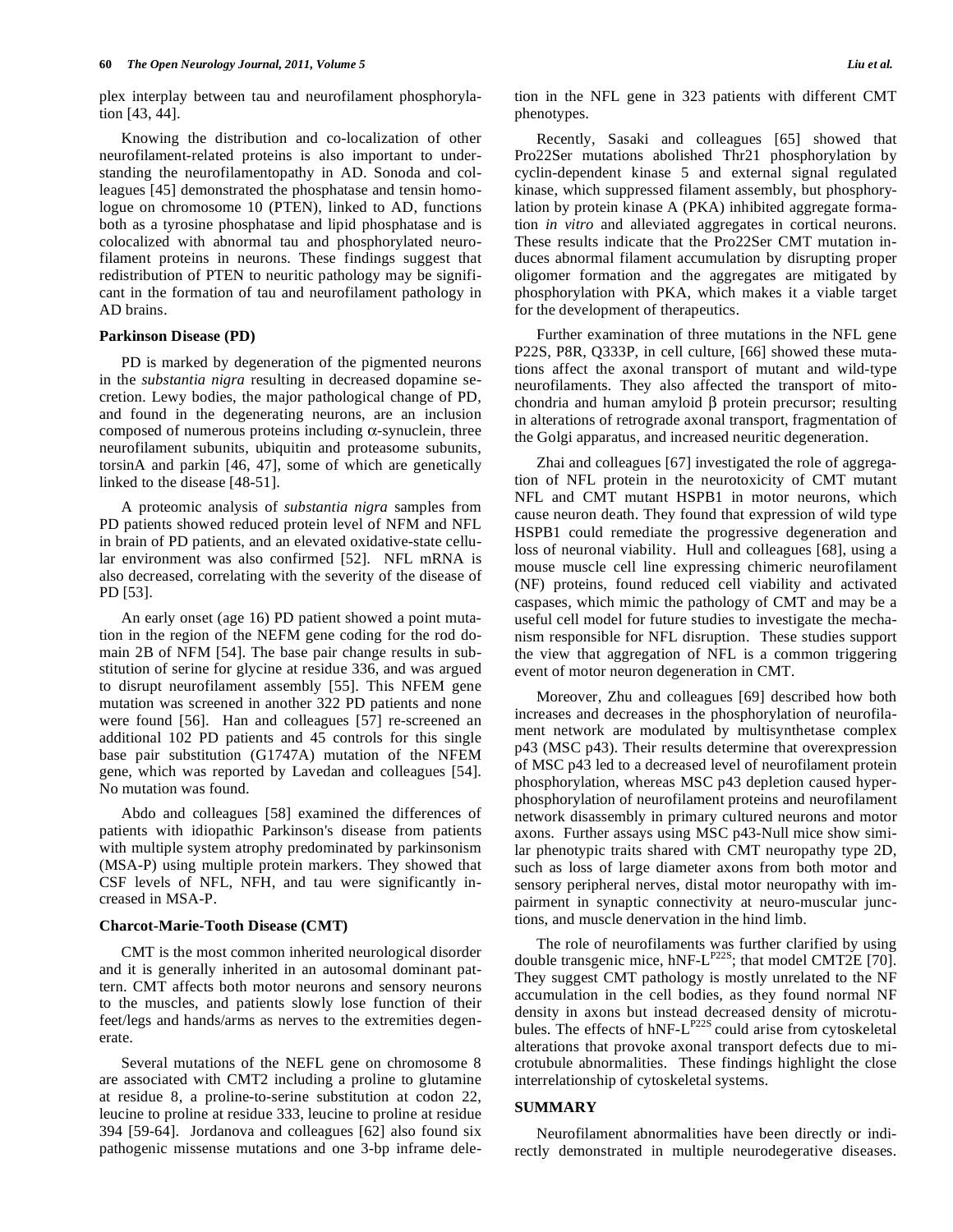plex interplay between tau and neurofilament phosphorylation [43, 44].

Knowing the distribution and co-localization of other neurofilament-related proteins is also important to understanding the neurofilamentopathy in AD. Sonoda and colleagues [45] demonstrated the phosphatase and tensin homologue on chromosome 10 (PTEN), linked to AD, functions both as a tyrosine phosphatase and lipid phosphatase and is colocalized with abnormal tau and phosphorylated neurofilament proteins in neurons. These findings suggest that redistribution of PTEN to neuritic pathology may be significant in the formation of tau and neurofilament pathology in AD brains.

### Parkinson Disease (PD)

PD is marked by degeneration of the pigmented neurons in the *substantia nigra* resulting in decreased dopamine secretion. Lewy bodies, the major pathological change of PD, and found in the degenerating neurons, are an inclusion composed of numerous proteins including α-synuclein, three neurofilament subunits, ubiquitin and proteasome subunits, torsinA and parkin [46, 47], some of which are genetically linked to the disease [48-51].

A proteomic analysis of *substantia nigra* samples from PD patients showed reduced protein level of NFM and NFL in brain of PD patients, and an elevated oxidative-state cellular environment was also confirmed [52]. NFL mRNA is also decreased, correlating with the severity of the disease of PD [53].

An early onset (age 16) PD patient showed a point mutation in the region of the NEFM gene coding for the rod domain 2B of NFM [54]. The base pair change results in substitution of serine for glycine at residue 336, and was argued to disrupt neurofilament assembly [55]. This NFEM gene mutation was screened in another 322 PD patients and none were found [56]. Han and colleagues [57] re-screened an additional 102 PD patients and 45 controls for this single base pair substitution (G1747A) mutation of the NFEM gene, which was reported by Lavedan and colleagues [54]. No mutation was found.

Abdo and colleagues [58] examined the differences of patients with idiopathic Parkinson's disease from patients with multiple system atrophy predominated by parkinsonism (MSA-P) using multiple protein markers. They showed that CSF levels of NFL, NFH, and tau were significantly increased in MSA-P.

### Charcot-Marie-Tooth Disease (CMT)

CMT is the most common inherited neurological disorder and it is generally inherited in an autosomal dominant pattern. CMT affects both motor neurons and sensory neurons to the muscles, and patients slowly lose function of their feet/legs and hands/arms as nerves to the extremities degenerate.

Several mutations of the NEFL gene on chromosome 8 are associated with CMT2 including a proline to glutamine at residue 8, a proline-to-serine substitution at codon 22, leucine to proline at residue 333, leucine to proline at residue 394 [59-64]. Jordanova and colleagues [62] also found six pathogenic missense mutations and one 3-bp inframe deletion in the NFL gene in 323 patients with different CMT phenotypes.

Recently, Sasaki and colleagues [65] showed that Pro22Ser mutations abolished Thr21 phosphorylation by cyclin-dependent kinase 5 and external signal regulated kinase, which suppressed filament assembly, but phosphorylation by protein kinase A (PKA) inhibited aggregate formation *in vitro* and alleviated aggregates in cortical neurons. These results indicate that the Pro22Ser CMT mutation induces abnormal filament accumulation by disrupting proper oligomer formation and the aggregates are mitigated by phosphorylation with PKA, which makes it a viable target for the development of therapeutics.

Further examination of three mutations in the NFL gene P22S, P8R, Q333P, in cell culture, [66] showed these mutations affect the axonal transport of mutant and wild-type neurofilaments. They also affected the transport of mitochondria and human amyloid β protein precursor; resulting in alterations of retrograde axonal transport, fragmentation of the Golgi apparatus, and increased neuritic degeneration.

Zhai and colleagues [67] investigated the role of aggregation of NFL protein in the neurotoxicity of CMT mutant NFL and CMT mutant HSPB1 in motor neurons, which cause neuron death. They found that expression of wild type HSPB1 could remediate the progressive degeneration and loss of neuronal viability. Hull and colleagues [68], using a mouse muscle cell line expressing chimeric neurofilament (NF) proteins, found reduced cell viability and activated caspases, which mimic the pathology of CMT and may be a useful cell model for future studies to investigate the mechanism responsible for NFL disruption. These studies support the view that aggregation of NFL is a common triggering event of motor neuron degeneration in CMT.

Moreover, Zhu and colleagues [69] described how both increases and decreases in the phosphorylation of neurofilament network are modulated by multisynthetase complex p43 (MSC p43). Their results determine that overexpression of MSC p43 led to a decreased level of neurofilament protein phosphorylation, whereas MSC p43 depletion caused hyperphosphorylation of neurofilament proteins and neurofilament network disassembly in primary cultured neurons and motor axons. Further assays using MSC p43-Null mice show similar phenotypic traits shared with CMT neuropathy type 2D, such as loss of large diameter axons from both motor and sensory peripheral nerves, distal motor neuropathy with impairment in synaptic connectivity at neuro-muscular junctions, and muscle denervation in the hind limb.

The role of neurofilaments was further clarified by using double transgenic mice, hNF-$L^{P22S}$; that model CMT2E [70]. They suggest CMT pathology is mostly unrelated to the NF accumulation in the cell bodies, as they found normal NF density in axons but instead decreased density of microtubules. The effects of hNF-$L^{P22S}$ could arise from cytoskeletal alterations that provoke axonal transport defects due to microtubule abnormalities. These findings highlight the close interrelationship of cytoskeletal systems.

## SUMMARY

Neurofilament abnormalities have been directly or indirectly demonstrated in multiple neurodegenerative diseases.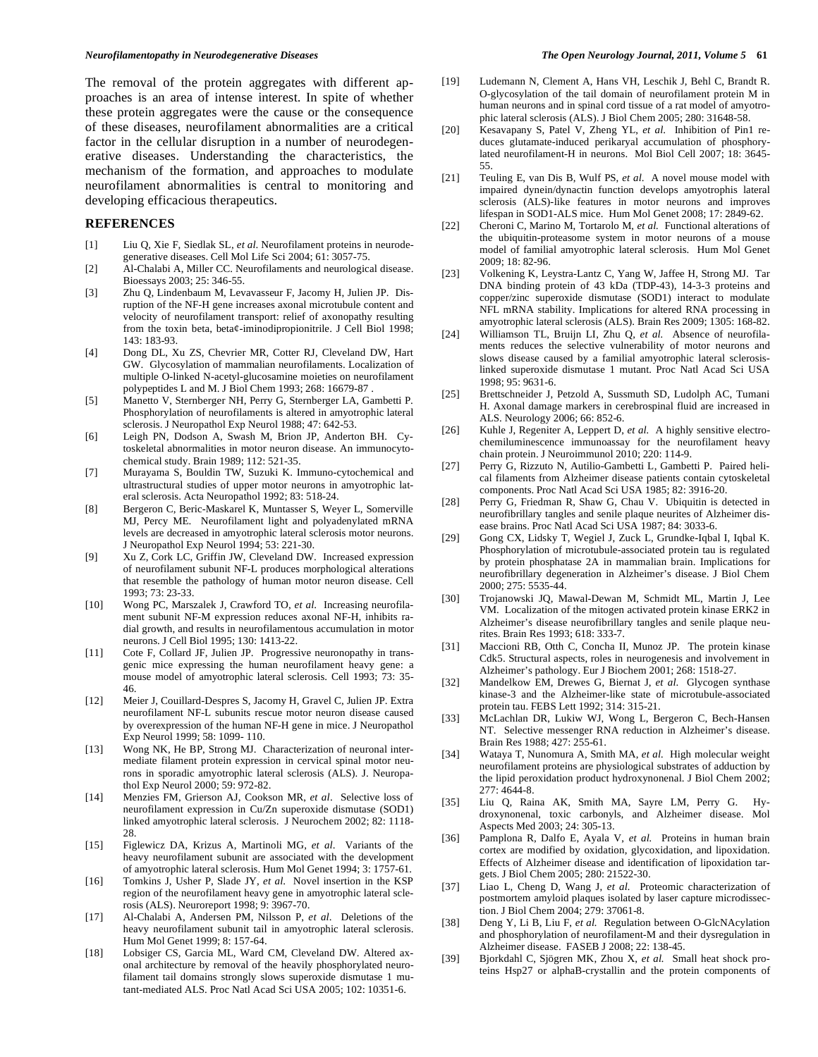The removal of the protein aggregates with different approaches is an area of intense interest. In spite of whether these protein aggregates were the cause or the consequence of these diseases, neurofilament abnormalities are a critical factor in the cellular disruption in a number of neurodegenerative diseases. Understanding the characteristics, the mechanism of the formation, and approaches to modulate neurofilament abnormalities is central to monitoring and developing efficacious therapeutics.

## REFERENCES

[1] Liu Q, Xie F, Siedlak SL, *et al*. Neurofilament proteins in neurodegenerative diseases. Cell Mol Life Sci 2004; 61: 3057-75.

[2] Al-Chalabi A, Miller CC. Neurofilaments and neurological disease. Bioessays 2003; 25: 346-55.

[3] Zhu Q, Lindenbaum M, Levavasseur F, Jacomy H, Julien JP. Disruption of the NF-H gene increases axonal microtubule content and velocity of neurofilament transport: relief of axonopathy resulting from the toxin beta, beta¢-iminodipropionitrile. J Cell Biol 1998; 143: 183-93.

[4] Dong DL, Xu ZS, Chevrier MR, Cotter RJ, Cleveland DW, Hart GW. Glycosylation of mammalian neurofilaments. Localization of multiple O-linked N-acetyl-glucosamine moieties on neurofilament polypeptides L and M. J Biol Chem 1993; 268: 16679-87 .

[5] Manetto V, Sternberger NH, Perry G, Sternberger LA, Gambetti P. Phosphorylation of neurofilaments is altered in amyotrophic lateral sclerosis. J Neuropathol Exp Neurol 1988; 47: 642-53.

[6] Leigh PN, Dodson A, Swash M, Brion JP, Anderton BH. Cytoskeletal abnormalities in motor neuron disease. An immunocytochemical study. Brain 1989; 112: 521-35.

[7] Murayama S, Bouldin TW, Suzuki K. Immuno-cytochemical and ultrastructural studies of upper motor neurons in amyotrophic lateral sclerosis. Acta Neuropathol 1992; 83: 518-24.

[8] Bergeron C, Beric-Maskarel K, Muntasser S, Weyer L, Somerville MJ, Percy ME. Neurofilament light and polyadenylated mRNA levels are decreased in amyotrophic lateral sclerosis motor neurons. J Neuropathol Exp Neurol 1994; 53: 221-30.

[9] Xu Z, Cork LC, Griffin JW, Cleveland DW. Increased expression of neurofilament subunit NF-L produces morphological alterations that resemble the pathology of human motor neuron disease. Cell 1993; 73: 23-33.

[10] Wong PC, Marszalek J, Crawford TO, *et al*. Increasing neurofilament subunit NF-M expression reduces axonal NF-H, inhibits radial growth, and results in neurofilamentous accumulation in motor neurons. J Cell Biol 1995; 130: 1413-22.

[11] Cote F, Collard JF, Julien JP. Progressive neuronopathy in transgenic mice expressing the human neurofilament heavy gene: a mouse model of amyotrophic lateral sclerosis. Cell 1993; 73: 35-46.

[12] Meier J, Couillard-Despres S, Jacomy H, Gravel C, Julien JP. Extra neurofilament NF-L subunits rescue motor neuron disease caused by overexpression of the human NF-H gene in mice. J Neuropathol Exp Neurol 1999; 58: 1099- 110.

[13] Wong NK, He BP, Strong MJ. Characterization of neuronal intermediate filament protein expression in cervical spinal motor neurons in sporadic amyotrophic lateral sclerosis (ALS). J. Neuropathol Exp Neurol 2000; 59: 972-82.

[14] Menzies FM, Grierson AJ, Cookson MR, *et al*. Selective loss of neurofilament expression in Cu/Zn superoxide dismutase (SOD1) linked amyotrophic lateral sclerosis. J Neurochem 2002; 82: 1118-28.

[15] Figlewicz DA, Krizus A, Martinoli MG, *et al*. Variants of the heavy neurofilament subunit are associated with the development of amyotrophic lateral sclerosis. Hum Mol Genet 1994; 3: 1757-61.

[16] Tomkins J, Usher P, Slade JY, *et al*. Novel insertion in the KSP region of the neurofilament heavy gene in amyotrophic lateral sclerosis (ALS). Neuroreport 1998; 9: 3967-70.

[17] Al-Chalabi A, Andersen PM, Nilsson P, *et al*. Deletions of the heavy neurofilament subunit tail in amyotrophic lateral sclerosis. Hum Mol Genet 1999; 8: 157-64.

[18] Lobsiger CS, Garcia ML, Ward CM, Cleveland DW. Altered axonal architecture by removal of the heavily phosphorylated neurofilament tail domains strongly slows superoxide dismutase 1 mutant-mediated ALS. Proc Natl Acad Sci USA 2005; 102: 10351-6.

[19] Ludemann N, Clement A, Hans VH, Leschik J, Behl C, Brandt R. O-glycosylation of the tail domain of neurofilament protein M in human neurons and in spinal cord tissue of a rat model of amyotrophic lateral sclerosis (ALS). J Biol Chem 2005; 280: 31648-58.

[20] Kesavapany S, Patel V, Zheng YL, *et al*. Inhibition of Pin1 reduces glutamate-induced perikaryal accumulation of phosphorylated neurofilament-H in neurons. Mol Biol Cell 2007; 18: 3645-55.

[21] Teuling E, van Dis B, Wulf PS, *et al*. A novel mouse model with impaired dynein/dynactin function develops amyotrophis lateral sclerosis (ALS)-like features in motor neurons and improves lifespan in SOD1-ALS mice. Hum Mol Genet 2008; 17: 2849-62.

[22] Cheroni C, Marino M, Tortarolo M, *et al*. Functional alterations of the ubiquitin-proteasome system in motor neurons of a mouse model of familial amyotrophic lateral sclerosis. Hum Mol Genet 2009; 18: 82-96.

[23] Volkening K, Leystra-Lantz C, Yang W, Jaffee H, Strong MJ. Tar DNA binding protein of 43 kDa (TDP-43), 14-3-3 proteins and copper/zinc superoxide dismutase (SOD1) interact to modulate NFL mRNA stability. Implications for altered RNA processing in amyotrophic lateral sclerosis (ALS). Brain Res 2009; 1305: 168-82.

[24] Williamson TL, Bruijn LI, Zhu Q, *et al*. Absence of neurofilaments reduces the selective vulnerability of motor neurons and slows disease caused by a familial amyotrophic lateral sclerosis-linked superoxide dismutase 1 mutant. Proc Natl Acad Sci USA 1998; 95: 9631-6.

[25] Brettschneider J, Petzold A, Sussmuth SD, Ludolph AC, Tumani H. Axonal damage markers in cerebrospinal fluid are increased in ALS. Neurology 2006; 66: 852-6.

[26] Kuhle J, Regeniter A, Leppert D, *et al*. A highly sensitive electrochemiluminescence immunoassay for the neurofilament heavy chain protein. J Neuroimmunol 2010; 220: 114-9.

[27] Perry G, Rizzuto N, Autilio-Gambetti L, Gambetti P. Paired helical filaments from Alzheimer disease patients contain cytoskeletal components. Proc Natl Acad Sci USA 1985; 82: 3916-20.

[28] Perry G, Friedman R, Shaw G, Chau V. Ubiquitin is detected in neurofibrillary tangles and senile plaque neurites of Alzheimer disease brains. Proc Natl Acad Sci USA 1987; 84: 3033-6.

[29] Gong CX, Lidsky T, Wegiel J, Zuck L, Grundke-Iqbal I, Iqbal K. Phosphorylation of microtubule-associated protein tau is regulated by protein phosphatase 2A in mammalian brain. Implications for neurofibrillary degeneration in Alzheimer's disease. J Biol Chem 2000; 275: 5535-44.

[30] Trojanowski JQ, Mawal-Dewan M, Schmidt ML, Martin J, Lee VM. Localization of the mitogen activated protein kinase ERK2 in Alzheimer's disease neurofibrillary tangles and senile plaque neurites. Brain Res 1993; 618: 333-7.

[31] Maccioni RB, Otth C, Concha II, Munoz JP. The protein kinase Cdk5. Structural aspects, roles in neurogenesis and involvement in Alzheimer's pathology. Eur J Biochem 2001; 268: 1518-27.

[32] Mandelkow EM, Drewes G, Biernat J, *et al*. Glycogen synthase kinase-3 and the Alzheimer-like state of microtubule-associated protein tau. FEBS Lett 1992; 314: 315-21.

[33] McLachlan DR, Lukiw WJ, Wong L, Bergeron C, Bech-Hansen NT. Selective messenger RNA reduction in Alzheimer's disease. Brain Res 1988; 427: 255-61.

[34] Wataya T, Nunomura A, Smith MA, *et al*. High molecular weight neurofilament proteins are physiological substrates of adduction by the lipid peroxidation product hydroxynonenal. J Biol Chem 2002; 277: 4644-8.

[35] Liu Q, Raina AK, Smith MA, Sayre LM, Perry G. Hydroxynonenal, toxic carbonyls, and Alzheimer disease. Mol Aspects Med 2003; 24: 305-13.

[36] Pamplona R, Dalfo E, Ayala V, *et al*. Proteins in human brain cortex are modified by oxidation, glycoxidation, and lipoxidation. Effects of Alzheimer disease and identification of lipoxidation targets. J Biol Chem 2005; 280: 21522-30.

[37] Liao L, Cheng D, Wang J, *et al*. Proteomic characterization of postmortem amyloid plaques isolated by laser capture microdissection. J Biol Chem 2004; 279: 37061-8.

[38] Deng Y, Li B, Liu F, *et al*. Regulation between O-GlcNAcylation and phosphorylation of neurofilament-M and their dysregulation in Alzheimer disease. FASEB J 2008; 22: 138-45.

[39] Bjorkdahl C, Sjögren MK, Zhou X, *et al*. Small heat shock proteins Hsp27 or alphaB-crystallin and the protein components of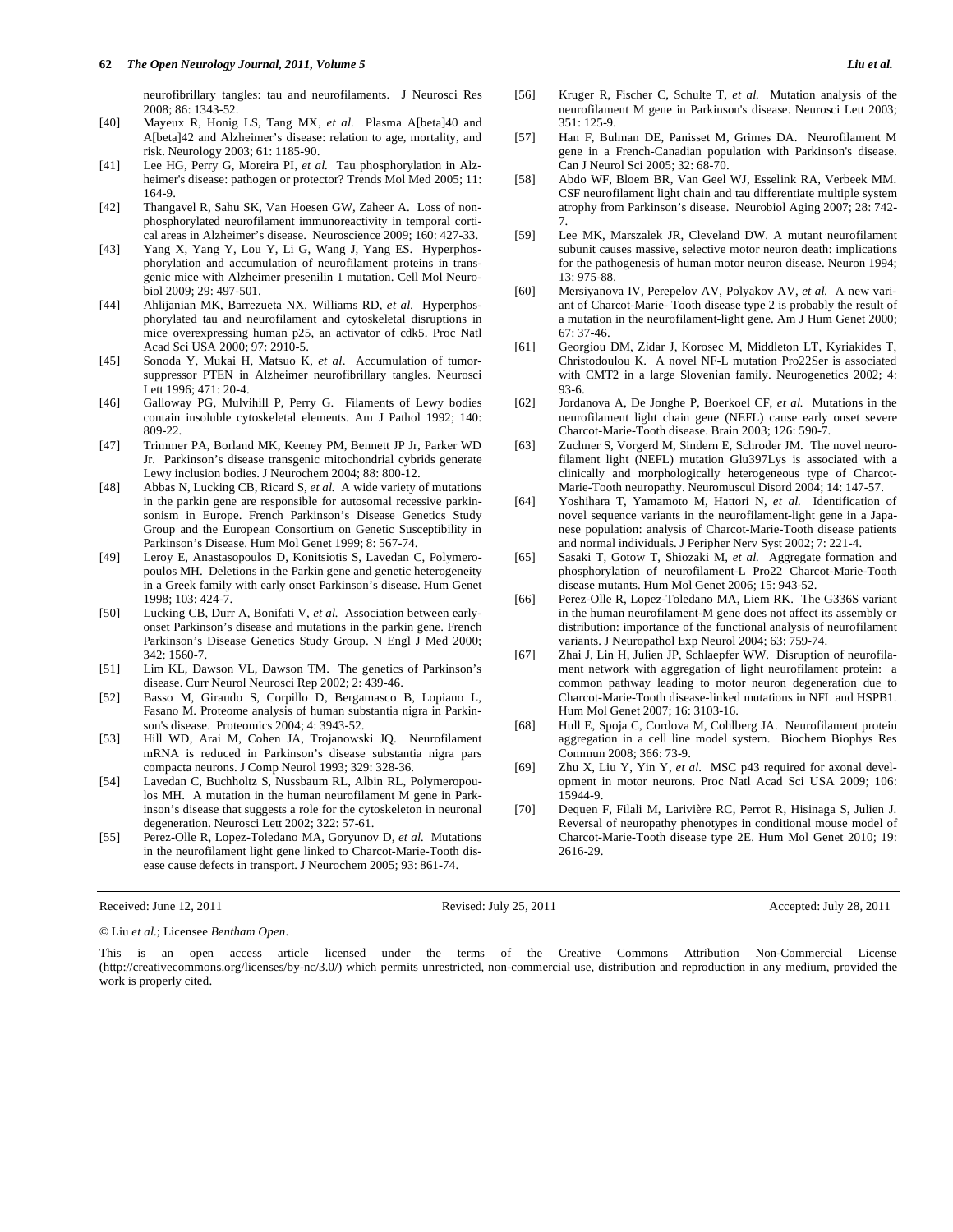neurofibrillary tangles: tau and neurofilaments. J Neurosci Res 2008; 86: 1343-52.

[40] Mayeux R, Honig LS, Tang MX, *et al.* Plasma A[beta]40 and A[beta]42 and Alzheimer's disease: relation to age, mortality, and risk. Neurology 2003; 61: 1185-90.

[41] Lee HG, Perry G, Moreira PI, *et al.* Tau phosphorylation in Alzheimer's disease: pathogen or protector? Trends Mol Med 2005; 11: 164-9.

[42] Thangavel R, Sahu SK, Van Hoesen GW, Zaheer A. Loss of nonphosphorylated neurofilament immunoreactivity in temporal cortical areas in Alzheimer's disease. Neuroscience 2009; 160: 427-33.

[43] Yang X, Yang Y, Lou Y, Li G, Wang J, Yang ES. Hyperphosphorylation and accumulation of neurofilament proteins in transgenic mice with Alzheimer presenilin 1 mutation. Cell Mol Neurobiol 2009; 29: 497-501.

[44] Ahlijanian MK, Barrezueta NX, Williams RD, *et al.* Hyperphosphorylated tau and neurofilament and cytoskeletal disruptions in mice overexpressing human p25, an activator of cdk5. Proc Natl Acad Sci USA 2000; 97: 2910-5.

[45] Sonoda Y, Mukai H, Matsuo K, *et al*. Accumulation of tumor-suppressor PTEN in Alzheimer neurofibrillary tangles. Neurosci Lett 1996; 471: 20-4.

[46] Galloway PG, Mulvihill P, Perry G. Filaments of Lewy bodies contain insoluble cytoskeletal elements. Am J Pathol 1992; 140: 809-22.

[47] Trimmer PA, Borland MK, Keeney PM, Bennett JP Jr, Parker WD Jr. Parkinson's disease transgenic mitochondrial cybrids generate Lewy inclusion bodies. J Neurochem 2004; 88: 800-12.

[48] Abbas N, Lucking CB, Ricard S, *et al.* A wide variety of mutations in the parkin gene are responsible for autosomal recessive parkinsonism in Europe. French Parkinson's Disease Genetics Study Group and the European Consortium on Genetic Susceptibility in Parkinson's Disease. Hum Mol Genet 1999; 8: 567-74.

[49] Leroy E, Anastasopoulos D, Konitsiotis S, Lavedan C, Polymeropoulos MH. Deletions in the Parkin gene and genetic heterogeneity in a Greek family with early onset Parkinson's disease. Hum Genet 1998; 103: 424-7.

[50] Lucking CB, Durr A, Bonifati V, *et al.* Association between early-onset Parkinson's disease and mutations in the parkin gene. French Parkinson's Disease Genetics Study Group. N Engl J Med 2000; 342: 1560-7.

[51] Lim KL, Dawson VL, Dawson TM. The genetics of Parkinson's disease. Curr Neurol Neurosci Rep 2002; 2: 439-46.

[52] Basso M, Giraudo S, Corpillo D, Bergamasco B, Lopiano L, Fasano M. Proteome analysis of human substantia nigra in Parkinson's disease. Proteomics 2004; 4: 3943-52.

[53] Hill WD, Arai M, Cohen JA, Trojanowski JQ. Neurofilament mRNA is reduced in Parkinson's disease substantia nigra pars compacta neurons. J Comp Neurol 1993; 329: 328-36.

[54] Lavedan C, Buchholtz S, Nussbaum RL, Albin RL, Polymeropoulos MH. A mutation in the human neurofilament M gene in Parkinson's disease that suggests a role for the cytoskeleton in neuronal degeneration. Neurosci Lett 2002; 322: 57-61.

[55] Perez-Olle R, Lopez-Toledano MA, Goryunov D, *et al.* Mutations in the neurofilament light gene linked to Charcot-Marie-Tooth disease cause defects in transport. J Neurochem 2005; 93: 861-74.

[56] Kruger R, Fischer C, Schulte T, *et al.* Mutation analysis of the neurofilament M gene in Parkinson's disease. Neurosci Lett 2003; 351: 125-9.

[57] Han F, Bulman DE, Panisset M, Grimes DA. Neurofilament M gene in a French-Canadian population with Parkinson's disease. Can J Neurol Sci 2005; 32: 68-70.

[58] Abdo WF, Bloem BR, Van Geel WJ, Esselink RA, Verbeek MM. CSF neurofilament light chain and tau differentiate multiple system atrophy from Parkinson's disease. Neurobiol Aging 2007; 28: 742-7.

[59] Lee MK, Marszalek JR, Cleveland DW. A mutant neurofilament subunit causes massive, selective motor neuron death: implications for the pathogenesis of human motor neuron disease. Neuron 1994; 13: 975-88.

[60] Mersiyanova IV, Perepelov AV, Polyakov AV, *et al.* A new variant of Charcot-Marie- Tooth disease type 2 is probably the result of a mutation in the neurofilament-light gene. Am J Hum Genet 2000; 67: 37-46.

[61] Georgiou DM, Zidar J, Korosec M, Middleton LT, Kyriakides T, Christodoulou K. A novel NF-L mutation Pro22Ser is associated with CMT2 in a large Slovenian family. Neurogenetics 2002; 4: 93-6.

[62] Jordanova A, De Jonghe P, Boerkoel CF, *et al.* Mutations in the neurofilament light chain gene (NEFL) cause early onset severe Charcot-Marie-Tooth disease. Brain 2003; 126: 590-7.

[63] Zuchner S, Vorgerd M, Sindern E, Schroder JM. The novel neurofilament light (NEFL) mutation Glu397Lys is associated with a clinically and morphologically heterogeneous type of Charcot-Marie-Tooth neuropathy. Neuromuscul Disord 2004; 14: 147-57.

[64] Yoshihara T, Yamamoto M, Hattori N, *et al.* Identification of novel sequence variants in the neurofilament-light gene in a Japanese population: analysis of Charcot-Marie-Tooth disease patients and normal individuals. J Peripher Nerv Syst 2002; 7: 221-4.

[65] Sasaki T, Gotow T, Shiozaki M, *et al.* Aggregate formation and phosphorylation of neurofilament-L Pro22 Charcot-Marie-Tooth disease mutants. Hum Mol Genet 2006; 15: 943-52.

[66] Perez-Olle R, Lopez-Toledano MA, Liem RK. The G336S variant in the human neurofilament-M gene does not affect its assembly or distribution: importance of the functional analysis of neurofilament variants. J Neuropathol Exp Neurol 2004; 63: 759-74.

[67] Zhai J, Lin H, Julien JP, Schlaepfer WW. Disruption of neurofilament network with aggregation of light neurofilament protein: a common pathway leading to motor neuron degeneration due to Charcot-Marie-Tooth disease-linked mutations in NFL and HSPB1. Hum Mol Genet 2007; 16: 3103-16.

[68] Hull E, Spoja C, Cordova M, Cohlberg JA. Neurofilament protein aggregation in a cell line model system. Biochem Biophys Res Commun 2008; 366: 73-9.

[69] Zhu X, Liu Y, Yin Y, *et al.* MSC p43 required for axonal development in motor neurons. Proc Natl Acad Sci USA 2009; 106: 15944-9.

[70] Dequen F, Filali M, Larivière RC, Perrot R, Hisinaga S, Julien J. Reversal of neuropathy phenotypes in conditional mouse model of Charcot-Marie-Tooth disease type 2E. Hum Mol Genet 2010; 19: 2616-29.

---

Received: June 12, 2011 Revised: July 25, 2011 Accepted: July 28, 2011

© Liu *et al.*; Licensee *Bentham Open*.

This is an open access article licensed under the terms of the Creative Commons Attribution Non-Commercial License (http://creativecommons.org/licenses/by-nc/3.0/) which permits unrestricted, non-commercial use, distribution and reproduction in any medium, provided the work is properly cited.